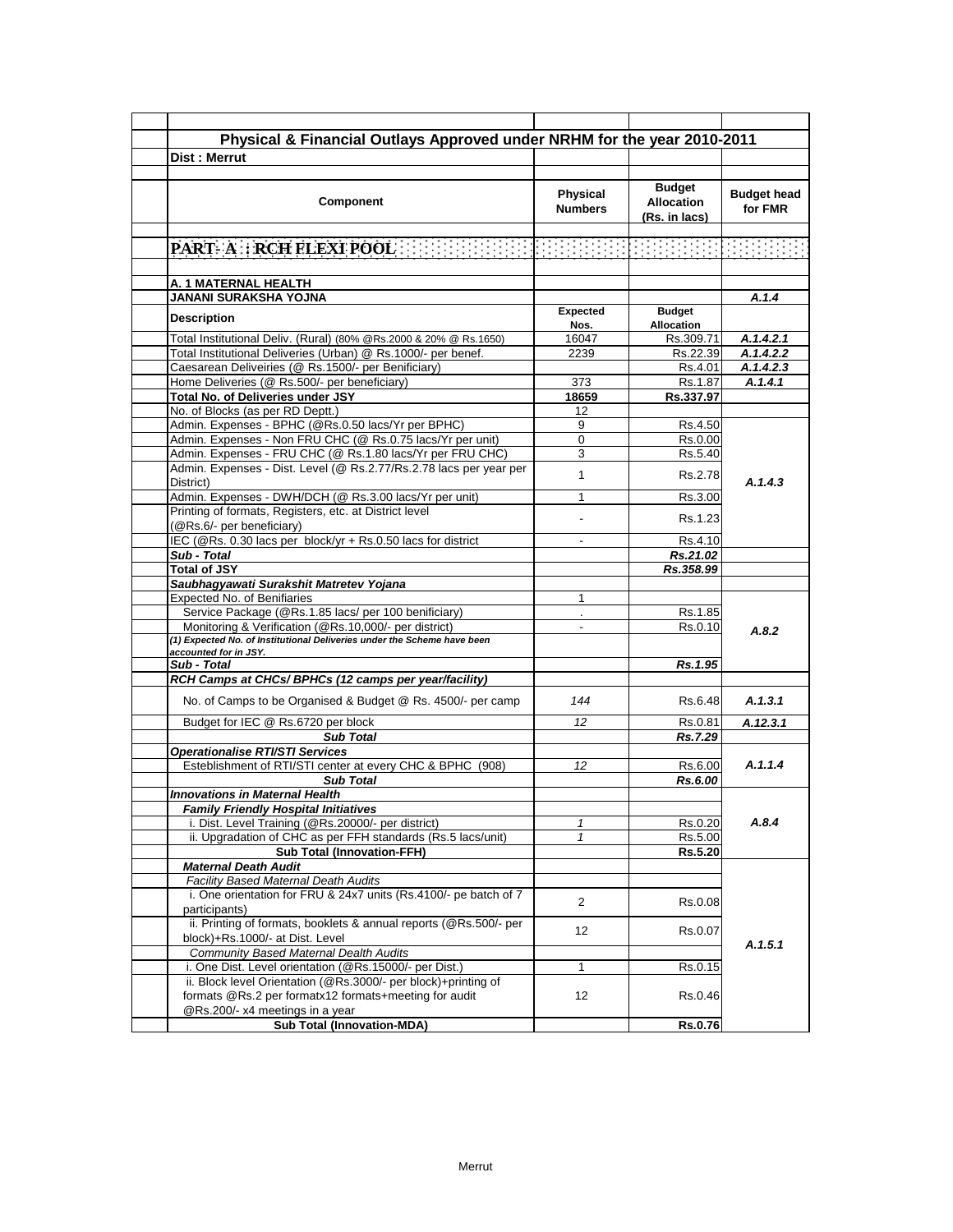## Physical & Financial Outlays Approved under NRHM for the year 2010-2011

**Dist : Merrut**

| Component | Physical Numbers | Budget Allocation (Rs. in lacs) | Budget head for FMR |
|---|---|---|---|
| **PART- A : RCH FLEXI POOL** | | | |
| **A. 1 MATERNAL HEALTH** | | | |
| **JANANI SURAKSHA YOJNA** | | | ***A.1.4*** |
| **Description** | **Expected Nos.** | **Budget Allocation** | |
| Total Institutional Deliv. (Rural) (80% @Rs.2000 & 20% @ Rs.1650) | 16047 | Rs.309.71 | ***A.1.4.2.1*** |
| Total Institutional Deliveries (Urban) @ Rs.1000/- per benef. | 2239 | Rs.22.39 | ***A.1.4.2.2*** |
| Caesarean Deliveiries (@ Rs.1500/- per Benificiary) | | Rs.4.01 | ***A.1.4.2.3*** |
| Home Deliveries (@ Rs.500/- per beneficiary) | 373 | Rs.1.87 | ***A.1.4.1*** |
| **Total No. of Deliveries under JSY** | **18659** | **Rs.337.97** | |
| No. of Blocks (as per RD Deptt.) | 12 | | |
| Admin. Expenses - BPHC (@Rs.0.50 lacs/Yr per BPHC) | 9 | Rs.4.50 | ***A.1.4.3*** |
| Admin. Expenses - Non FRU CHC (@ Rs.0.75 lacs/Yr per unit) | 0 | Rs.0.00 | |
| Admin. Expenses - FRU CHC (@ Rs.1.80 lacs/Yr per FRU CHC) | 3 | Rs.5.40 | |
| Admin. Expenses - Dist. Level (@ Rs.2.77/Rs.2.78 lacs per year per District) | 1 | Rs.2.78 | |
| Admin. Expenses - DWH/DCH (@ Rs.3.00 lacs/Yr per unit) | 1 | Rs.3.00 | |
| Printing of formats, Registers, etc. at District level (@Rs.6/- per beneficiary) | - | Rs.1.23 | |
| IEC (@Rs. 0.30 lacs per block/yr + Rs.0.50 lacs for district | - | Rs.4.10 | |
| ***Sub - Total*** | | ***Rs.21.02*** | |
| **Total of JSY** | | ***Rs.358.99*** | |
| ***Saubhagyawati Surakshit Matretev Yojana*** | | | |
| Expected No. of Benifiaries | 1 | | ***A.8.2*** |
| Service Package (@Rs.1.85 lacs/ per 100 benificiary) | . | Rs.1.85 | |
| Monitoring & Verification (@Rs.10,000/- per district) | - | Rs.0.10 | |
| ***(1) Expected No. of Institutional Deliveries under the Scheme have been accounted for in JSY.*** | | | |
| ***Sub - Total*** | | ***Rs.1.95*** | |
| ***RCH Camps at CHCs/ BPHCs (12 camps per year/facility)*** | | | |
| No. of Camps to be Organised & Budget @ Rs. 4500/- per camp | *144* | Rs.6.48 | ***A.1.3.1*** |
| Budget for IEC @ Rs.6720 per block | *12* | Rs.0.81 | ***A.12.3.1*** |
| ***Sub Total*** | | ***Rs.7.29*** | |
| ***Operationalise RTI/STI Services*** | | | |
| Esteblishment of RTI/STI center at every CHC & BPHC (908) | *12* | Rs.6.00 | ***A.1.1.4*** |
| ***Sub Total*** | | ***Rs.6.00*** | |
| ***Innovations in Maternal Health*** | | | ***A.8.4*** |
| ***Family Friendly Hospital Initiatives*** | | | |
| i. Dist. Level Training (@Rs.20000/- per district) | *1* | Rs.0.20 | |
| ii. Upgradation of CHC as per FFH standards (Rs.5 lacs/unit) | *1* | Rs.5.00 | |
| **Sub Total (Innovation-FFH)** | | **Rs.5.20** | |
| ***Maternal Death Audit*** | | | ***A.1.5.1*** |
| *Facility Based Maternal Death Audits* | | | |
| i. One orientation for FRU & 24x7 units (Rs.4100/- pe batch of 7 participants) | 2 | Rs.0.08 | |
| ii. Printing of formats, booklets & annual reports (@Rs.500/- per block)+Rs.1000/- at Dist. Level | 12 | Rs.0.07 | |
| *Community Based Maternal Dealth Audits* | | | |
| i. One Dist. Level orientation (@Rs.15000/- per Dist.) | 1 | Rs.0.15 | |
| ii. Block level Orientation (@Rs.3000/- per block)+printing of formats @Rs.2 per formatx12 formats+meeting for audit @Rs.200/- x4 meetings in a year | 12 | Rs.0.46 | |
| **Sub Total (Innovation-MDA)** | | **Rs.0.76** | |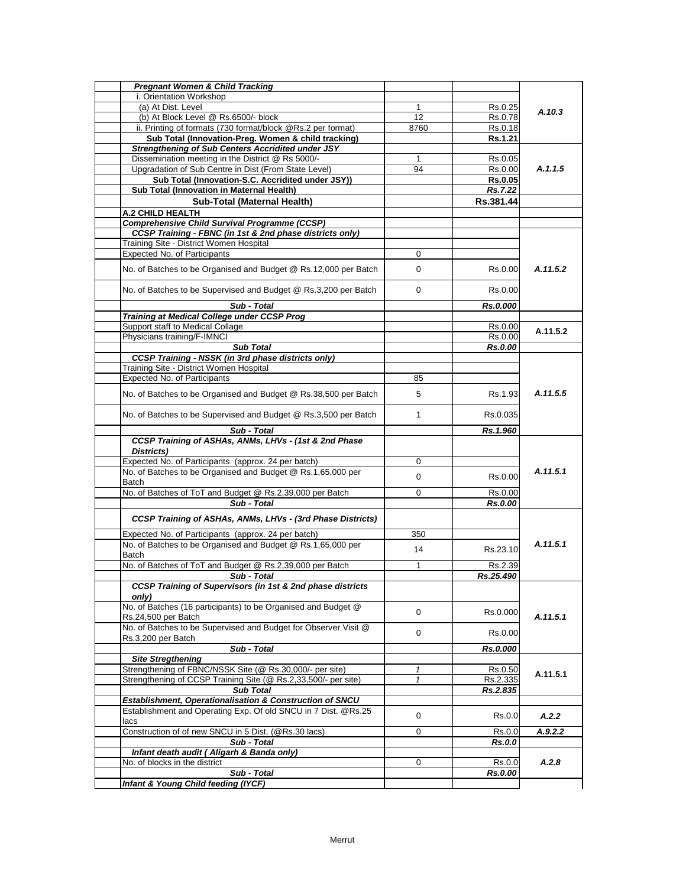| Particulars | Qty | Amount | Code |
|---|---|---|---|
| ***Pregnant Women & Child Tracking*** | | | |
| i. Orientation Workshop | | | |
| (a) At Dist. Level | 1 | Rs.0.25 | *A.10.3* |
| (b) At Block Level @ Rs.6500/- block | 12 | Rs.0.78 | |
| ii. Printing of formats (730 format/block @Rs.2 per format) | 8760 | Rs.0.18 | |
| **Sub Total (Innovation-Preg. Women & child tracking)** | | **Rs.1.21** | |
| ***Strengthening of Sub Centers Accridited under JSY*** | | | |
| Dissemination meeting in the District @ Rs 5000/- | 1 | Rs.0.05 | *A.1.1.5* |
| Upgradation of Sub Centre in Dist (From State Level) | 94 | Rs.0.00 | |
| **Sub Total (Innovation-S.C. Accridited under JSY))** | | **Rs.0.05** | |
| **Sub Total (Innovation in Maternal Health)** | | ***Rs.7.22*** | |
| **Sub-Total (Maternal Health)** | | **Rs.381.44** | |
| **A.2 CHILD HEALTH** | | | |
| ***Comprehensive Child Survival Programme (CCSP)*** | | | |
| ***CCSP Training - FBNC (in 1st & 2nd phase districts only)*** | | | |
| Training Site - District Women Hospital | | | |
| Expected No. of Participants | 0 | | |
| No. of Batches to be Organised and Budget @ Rs.12,000 per Batch | 0 | Rs.0.00 | *A.11.5.2* |
| No. of Batches to be Supervised and Budget @ Rs.3,200 per Batch | 0 | Rs.0.00 | |
| ***Sub - Total*** | | ***Rs.0.000*** | |
| ***Training at Medical College under CCSP Prog*** | | | |
| Support staff to Medical Collage | | Rs.0.00 | **A.11.5.2** |
| Physicians training/F-IMNCI | | Rs.0.00 | |
| ***Sub Total*** | | ***Rs.0.00*** | |
| ***CCSP Training - NSSK (in 3rd phase districts only)*** | | | |
| Training Site - District Women Hospital | | | |
| Expected No. of Participants | 85 | | |
| No. of Batches to be Organised and Budget @ Rs.38,500 per Batch | 5 | Rs.1.93 | *A.11.5.5* |
| No. of Batches to be Supervised and Budget @ Rs.3,500 per Batch | 1 | Rs.0.035 | |
| ***Sub - Total*** | | ***Rs.1.960*** | |
| ***CCSP Training of ASHAs, ANMs, LHVs - (1st & 2nd Phase Districts)*** | | | |
| Expected No. of Participants (approx. 24 per batch) | 0 | | |
| No. of Batches to be Organised and Budget @ Rs.1,65,000 per Batch | 0 | Rs.0.00 | *A.11.5.1* |
| No. of Batches of ToT and Budget @ Rs.2,39,000 per Batch | 0 | Rs.0.00 | |
| ***Sub - Total*** | | ***Rs.0.00*** | |
| ***CCSP Training of ASHAs, ANMs, LHVs - (3rd Phase Districts)*** | | | |
| Expected No. of Participants (approx. 24 per batch) | 350 | | |
| No. of Batches to be Organised and Budget @ Rs.1,65,000 per Batch | 14 | Rs.23.10 | *A.11.5.1* |
| No. of Batches of ToT and Budget @ Rs.2,39,000 per Batch | 1 | Rs.2.39 | |
| ***Sub - Total*** | | ***Rs.25.490*** | |
| ***CCSP Training of Supervisors (in 1st & 2nd phase districts only)*** | | | |
| No. of Batches (16 participants) to be Organised and Budget @ Rs.24,500 per Batch | 0 | Rs.0.000 | *A.11.5.1* |
| No. of Batches to be Supervised and Budget for Observer Visit @ Rs.3,200 per Batch | 0 | Rs.0.00 | |
| ***Sub - Total*** | | ***Rs.0.000*** | |
| ***Site Stregthening*** | | | |
| Strengthening of FBNC/NSSK Site (@ Rs.30,000/- per site) | *1* | Rs.0.50 | **A.11.5.1** |
| Strengthening of CCSP Training Site (@ Rs.2,33,500/- per site) | *1* | Rs.2.335 | |
| ***Sub Total*** | | ***Rs.2.835*** | |
| ***Establishment, Operationalisation & Construction of SNCU*** | | | |
| Establishment and Operating Exp. Of old SNCU in 7 Dist. @Rs.25 lacs | 0 | Rs.0.0 | *A.2.2* |
| Construction of of new SNCU in 5 Dist. (@Rs.30 lacs) | 0 | Rs.0.0 | *A.9.2.2* |
| ***Sub - Total*** | | ***Rs.0.0*** | |
| ***Infant death audit ( Aligarh & Banda only)*** | | | |
| No. of blocks in the district | 0 | Rs.0.0 | *A.2.8* |
| ***Sub - Total*** | | ***Rs.0.00*** | |
| ***Infant & Young Child feeding (IYCF)*** | | | |

Merrut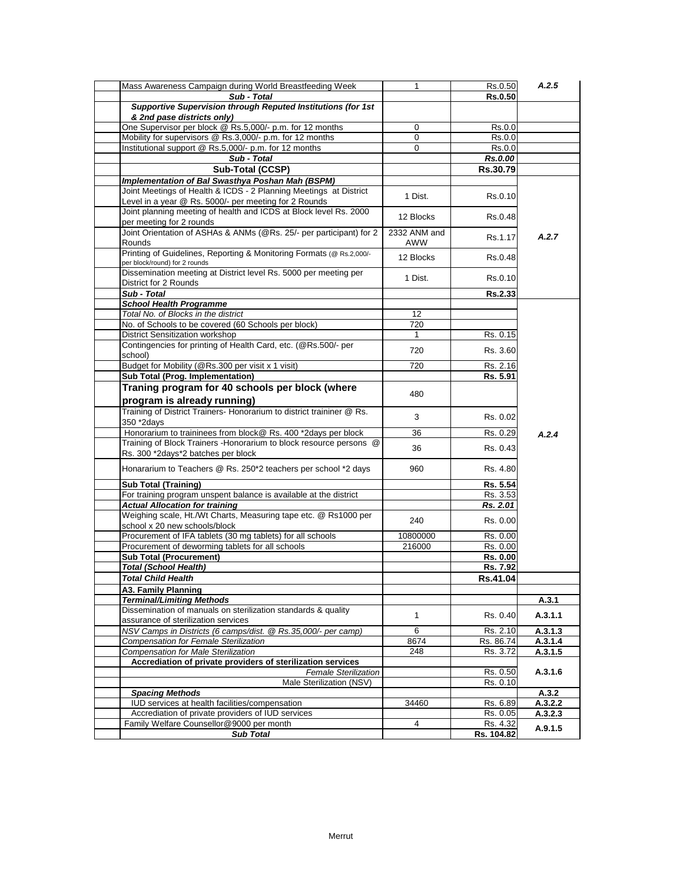| | Activity | Quantity | Amount | Code |
|---|---|---|---|---|
| | Mass Awareness Campaign during World Breastfeeding Week | 1 | Rs.0.50 | *A.2.5* |
| | ***Sub - Total*** | | **Rs.0.50** | |
| | ***Supportive Supervision through Reputed Institutions (for 1st & 2nd pase districts only)*** | | | |
| | One Supervisor per block @ Rs.5,000/- p.m. for 12 months | 0 | Rs.0.0 | |
| | Mobility for supervisors @ Rs.3,000/- p.m. for 12 months | 0 | Rs.0.0 | |
| | Institutional support @ Rs.5,000/- p.m. for 12 months | 0 | Rs.0.0 | |
| | ***Sub - Total*** | | ***Rs.0.00*** | |
| | **Sub-Total (CCSP)** | | **Rs.30.79** | |
| | ***Implementation of Bal Swasthya Poshan Mah (BSPM)*** | | | |
| | Joint Meetings of Health & ICDS - 2 Planning Meetings at District Level in a year @ Rs. 5000/- per meeting for 2 Rounds | 1 Dist. | Rs.0.10 | |
| | Joint planning meeting of health and ICDS at Block level Rs. 2000 per meeting for 2 rounds | 12 Blocks | Rs.0.48 | |
| | Joint Orientation of ASHAs & ANMs (@Rs. 25/- per participant) for 2 Rounds | 2332 ANM and AWW | Rs.1.17 | *A.2.7* |
| | Printing of Guidelines, Reporting & Monitoring Formats (@ Rs.2,000/- per block/round) for 2 rounds | 12 Blocks | Rs.0.48 | |
| | Dissemination meeting at District level Rs. 5000 per meeting per District for 2 Rounds | 1 Dist. | Rs.0.10 | |
| | ***Sub - Total*** | | **Rs.2.33** | |
| | ***School Health Programme*** | | | |
| | *Total No. of Blocks in the district* | 12 | | |
| | No. of Schools to be covered (60 Schools per block) | 720 | | |
| | District Sensitization workshop | 1 | Rs. 0.15 | |
| | Contingencies for printing of Health Card, etc. (@Rs.500/- per school) | 720 | Rs. 3.60 | |
| | Budget for Mobility (@Rs.300 per visit x 1 visit) | 720 | Rs. 2.16 | |
| | **Sub Total (Prog. Implementation)** | | **Rs. 5.91** | |
| | **Traning program for 40 schools per block (where program is already running)** | 480 | | |
| | Training of District Trainers- Honorarium to district traininer @ Rs. 350 *2days | 3 | Rs. 0.02 | |
| | Honorarium to traininees from block@ Rs. 400 *2days per block | 36 | Rs. 0.29 | *A.2.4* |
| | Training of Block Trainers -Honorarium to block resource persons @ Rs. 300 *2days*2 batches per block | 36 | Rs. 0.43 | |
| | Honararium to Teachers @ Rs. 250*2 teachers per school *2 days | 960 | Rs. 4.80 | |
| | **Sub Total (Training)** | | **Rs. 5.54** | |
| | For training program unspent balance is available at the district | | Rs. 3.53 | |
| | ***Actual Allocation for training*** | | ***Rs. 2.01*** | |
| | Weighing scale, Ht./Wt Charts, Measuring tape etc. @ Rs1000 per school x 20 new schools/block | 240 | Rs. 0.00 | |
| | Procurement of IFA tablets (30 mg tablets) for all schools | 10800000 | Rs. 0.00 | |
| | Procurement of deworming tablets for all schools | 216000 | Rs. 0.00 | |
| | **Sub Total (Procurement)** | | **Rs. 0.00** | |
| | ***Total (School Health)*** | | **Rs. 7.92** | |
| | ***Total Child Health*** | | **Rs.41.04** | |
| | **A3. Family Planning** | | | |
| | ***Terminal/Limiting Methods*** | | | **A.3.1** |
| | Dissemination of manuals on sterilization standards & quality assurance of sterilization services | 1 | Rs. 0.40 | **A.3.1.1** |
| | *NSV Camps in Districts (6 camps/dist. @ Rs.35,000/- per camp)* | 6 | Rs. 2.10 | **A.3.1.3** |
| | *Compensation for Female Sterilization* | 8674 | Rs. 86.74 | **A.3.1.4** |
| | *Compensation for Male Sterilization* | 248 | Rs. 3.72 | **A.3.1.5** |
| | **Accrediation of private providers of sterilization services** | | | |
| | *Female Sterilization* | | Rs. 0.50 | **A.3.1.6** |
| | Male Sterilization (NSV) | | Rs. 0.10 | |
| | ***Spacing Methods*** | | | **A.3.2** |
| | IUD services at health facilities/compensation | 34460 | Rs. 6.89 | **A.3.2.2** |
| | Accrediation of private providers of IUD services | | Rs. 0.05 | **A.3.2.3** |
| | Family Welfare Counsellor@9000 per month | 4 | Rs. 4.32 | **A.9.1.5** |
| | ***Sub Total*** | | **Rs. 104.82** | |

Merrut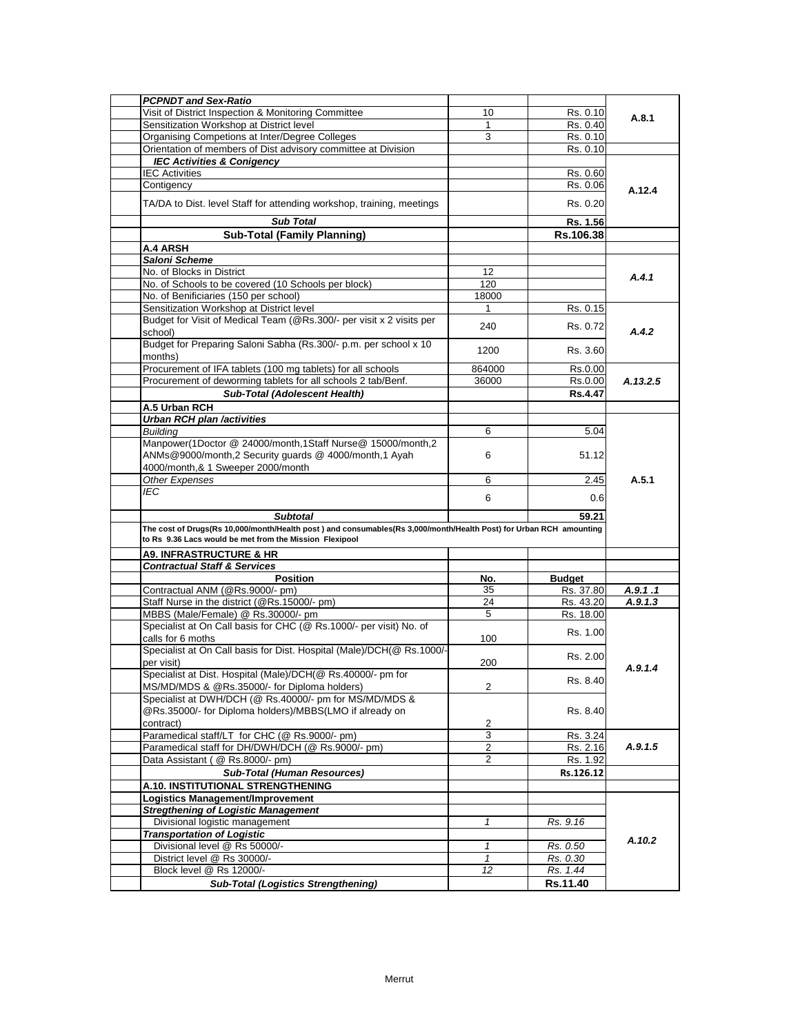| | Activity | No. | Budget | Code |
|---|---|---|---|---|
| | ***PCPNDT and Sex-Ratio*** | | | |
| | Visit of District Inspection & Monitoring Committee | 10 | Rs. 0.10 | A.8.1 |
| | Sensitization Workshop at District level | 1 | Rs. 0.40 | |
| | Organising Competions at Inter/Degree Colleges | 3 | Rs. 0.10 | |
| | Orientation of members of Dist advisory committee at Division | | Rs. 0.10 | |
| | ***IEC Activities & Conigency*** | | | |
| | IEC Activities | | Rs. 0.60 | A.12.4 |
| | Contigency | | Rs. 0.06 | |
| | TA/DA to Dist. level Staff for attending workshop, training, meetings | | Rs. 0.20 | |
| | ***Sub Total*** | | **Rs. 1.56** | |
| | **Sub-Total (Family Planning)** | | **Rs.106.38** | |
| | **A.4 ARSH** | | | |
| | ***Saloni Scheme*** | | | |
| | No. of Blocks in District | 12 | | *A.4.1* |
| | No. of Schools to be covered (10 Schools per block) | 120 | | |
| | No. of Benificiaries (150 per school) | 18000 | | |
| | Sensitization Workshop at District level | 1 | Rs. 0.15 | *A.4.2* |
| | Budget for Visit of Medical Team (@Rs.300/- per visit x 2 visits per school) | 240 | Rs. 0.72 | |
| | Budget for Preparing Saloni Sabha (Rs.300/- p.m. per school x 10 months) | 1200 | Rs. 3.60 | |
| | Procurement of IFA tablets (100 mg tablets) for all schools | 864000 | Rs.0.00 | *A.13.2.5* |
| | Procurement of deworming tablets for all schools 2 tab/Benf. | 36000 | Rs.0.00 | |
| | ***Sub-Total (Adolescent Health)*** | | **Rs.4.47** | |
| | **A.5 Urban RCH** | | | |
| | ***Urban RCH plan /activities*** | | | |
| | *Building* | 6 | 5.04 | A.5.1 |
| | Manpower(1Doctor @ 24000/month,1Staff Nurse@ 15000/month,2 ANMs@9000/month,2 Security guards @ 4000/month,1 Ayah 4000/month,& 1 Sweeper 2000/month | 6 | 51.12 | |
| | *Other Expenses* | 6 | 2.45 | |
| | *IEC* | 6 | 0.6 | |
| | ***Subtotal*** | | **59.21** | |
| | **The cost of Drugs(Rs 10,000/month/Health post ) and consumables(Rs 3,000/month/Health Post) for Urban RCH amounting to Rs 9.36 Lacs would be met from the Mission Flexipool** | | | |
| | **A9. INFRASTRUCTURE & HR** | | | |
| | ***Contractual Staff & Services*** | | | |
| | **Position** | **No.** | **Budget** | |
| | Contractual ANM (@Rs.9000/- pm) | 35 | Rs. 37.80 | *A.9.1 .1* |
| | Staff Nurse in the district (@Rs.15000/- pm) | 24 | Rs. 43.20 | *A.9.1.3* |
| | MBBS (Male/Female) @ Rs.30000/- pm | 5 | Rs. 18.00 | *A.9.1.4* |
| | Specialist at On Call basis for CHC (@ Rs.1000/- per visit) No. of calls for 6 moths | 100 | Rs. 1.00 | |
| | Specialist at On Call basis for Dist. Hospital (Male)/DCH(@ Rs.1000/- per visit) | 200 | Rs. 2.00 | |
| | Specialist at Dist. Hospital (Male)/DCH(@ Rs.40000/- pm for MS/MD/MDS & @Rs.35000/- for Diploma holders) | 2 | Rs. 8.40 | |
| | Specialist at DWH/DCH (@ Rs.40000/- pm for MS/MD/MDS & @Rs.35000/- for Diploma holders)/MBBS(LMO if already on contract) | 2 | Rs. 8.40 | |
| | Paramedical staff/LT for CHC (@ Rs.9000/- pm) | 3 | Rs. 3.24 | *A.9.1.5* |
| | Paramedical staff for DH/DWH/DCH (@ Rs.9000/- pm) | 2 | Rs. 2.16 | |
| | Data Assistant ( @ Rs.8000/- pm) | 2 | Rs. 1.92 | |
| | ***Sub-Total (Human Resources)*** | | **Rs.126.12** | |
| | **A.10. INSTITUTIONAL STRENGTHENING** | | | |
| | **Logistics Management/Improvement** | | | |
| | ***Stregthening of Logistic Management*** | | | *A.10.2* |
| | Divisional logistic management | *1* | *Rs. 9.16* | |
| | ***Transportation of Logistic*** | | | |
| | Divisional level @ Rs 50000/- | *1* | *Rs. 0.50* | |
| | District level @ Rs 30000/- | *1* | *Rs. 0.30* | |
| | Block level @ Rs 12000/- | *12* | *Rs. 1.44* | |
| | ***Sub-Total (Logistics Strengthening)*** | | **Rs.11.40** | |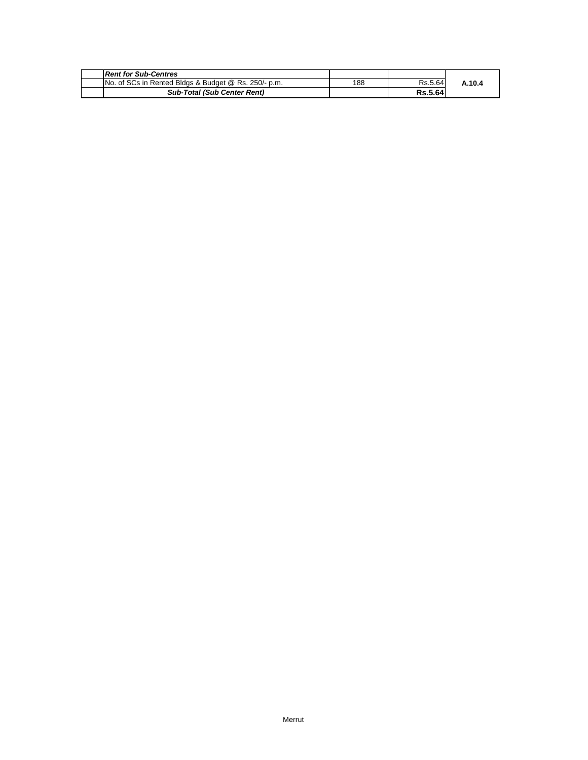| | | | | |
|---|---|---|---|---|
| | ***Rent for Sub-Centres*** | | | |
| | No. of SCs in Rented Bldgs & Budget @ Rs. 250/- p.m. | 188 | Rs.5.64 | **A.10.4** |
| | ***Sub-Total (Sub Center Rent)*** | | **Rs.5.64** | |

Merrut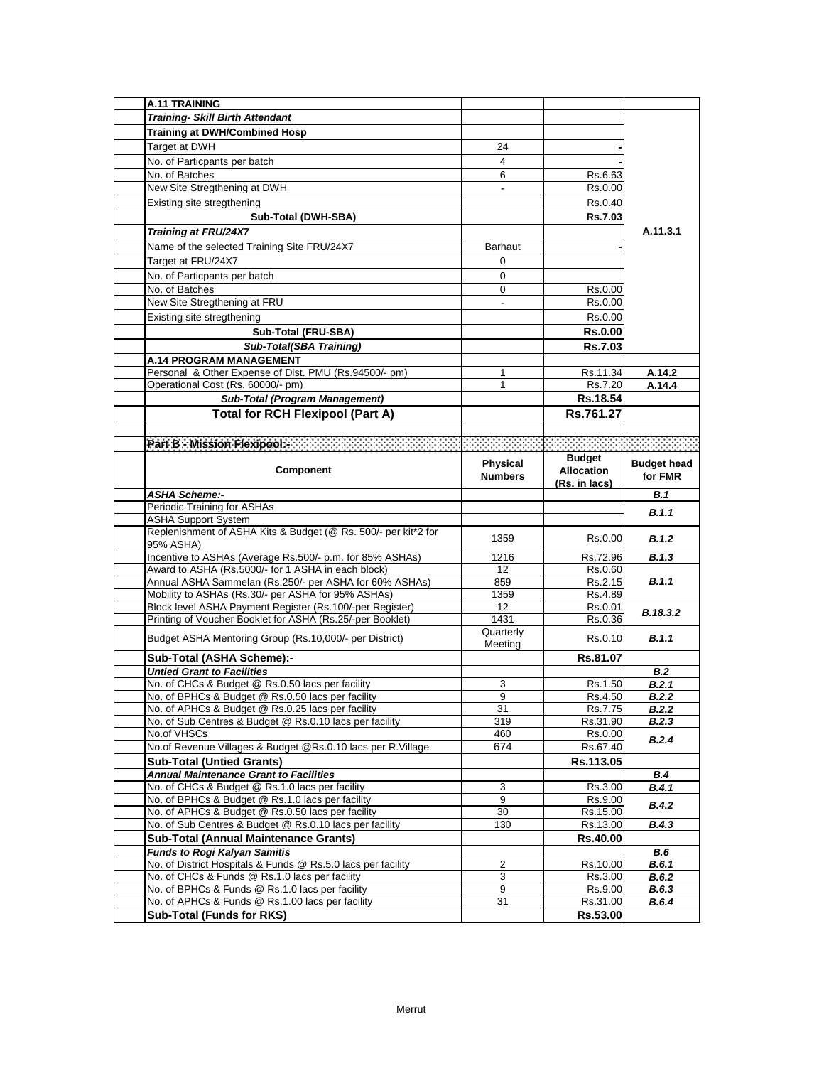| | | | |
|---|---|---|---|
| **A.11 TRAINING** | | | |
| ***Training- Skill Birth Attendant*** | | | |
| **Training at DWH/Combined Hosp** | | | |
| Target at DWH | 24 | - | |
| No. of Particpants per batch | 4 | - | |
| No. of Batches | 6 | Rs.6.63 | |
| New Site Stregthening at DWH | - | Rs.0.00 | |
| Existing site stregthening | | Rs.0.40 | |
| **Sub-Total (DWH-SBA)** | | **Rs.7.03** | |
| ***Training at FRU/24X7*** | | | A.11.3.1 |
| Name of the selected Training Site FRU/24X7 | Barhaut | - | |
| Target at FRU/24X7 | 0 | | |
| No. of Particpants per batch | 0 | | |
| No. of Batches | 0 | Rs.0.00 | |
| New Site Stregthening at FRU | - | Rs.0.00 | |
| Existing site stregthening | | Rs.0.00 | |
| **Sub-Total (FRU-SBA)** | | **Rs.0.00** | |
| ***Sub-Total(SBA Training)*** | | **Rs.7.03** | |
| **A.14 PROGRAM MANAGEMENT** | | | |
| Personal & Other Expense of Dist. PMU (Rs.94500/- pm) | 1 | Rs.11.34 | A.14.2 |
| Operational Cost (Rs. 60000/- pm) | 1 | Rs.7.20 | A.14.4 |
| ***Sub-Total (Program Management)*** | | **Rs.18.54** | |
| **Total for RCH Flexipool (Part A)** | | **Rs.761.27** | |

| Part B - Mission Flexipool:- | | | |
|---|---|---|---|
| **Component** | **Physical Numbers** | **Budget Allocation (Rs. in lacs)** | **Budget head for FMR** |
| ***ASHA Scheme:-*** | | | ***B.1*** |
| Periodic Training for ASHAs | | | ***B.1.1*** |
| ASHA Support System | | | |
| Replenishment of ASHA Kits & Budget (@ Rs. 500/- per kit*2 for 95% ASHA) | 1359 | Rs.0.00 | ***B.1.2*** |
| Incentive to ASHAs (Average Rs.500/- p.m. for 85% ASHAs) | 1216 | Rs.72.96 | ***B.1.3*** |
| Award to ASHA (Rs.5000/- for 1 ASHA in each block) | 12 | Rs.0.60 | ***B.1.1*** |
| Annual ASHA Sammelan (Rs.250/- per ASHA for 60% ASHAs) | 859 | Rs.2.15 | |
| Mobility to ASHAs (Rs.30/- per ASHA for 95% ASHAs) | 1359 | Rs.4.89 | |
| Block level ASHA Payment Register (Rs.100/-per Register) | 12 | Rs.0.01 | ***B.18.3.2*** |
| Printing of Voucher Booklet for ASHA (Rs.25/-per Booklet) | 1431 | Rs.0.36 | |
| Budget ASHA Mentoring Group (Rs.10,000/- per District) | Quarterly Meeting | Rs.0.10 | ***B.1.1*** |
| **Sub-Total (ASHA Scheme):-** | | **Rs.81.07** | |
| ***Untied Grant to Facilities*** | | | ***B.2*** |
| No. of CHCs & Budget @ Rs.0.50 lacs per facility | 3 | Rs.1.50 | ***B.2.1*** |
| No. of BPHCs & Budget @ Rs.0.50 lacs per facility | 9 | Rs.4.50 | ***B.2.2*** |
| No. of APHCs & Budget @ Rs.0.25 lacs per facility | 31 | Rs.7.75 | ***B.2.2*** |
| No. of Sub Centres & Budget @ Rs.0.10 lacs per facility | 319 | Rs.31.90 | ***B.2.3*** |
| No.of VHSCs | 460 | Rs.0.00 | ***B.2.4*** |
| No.of Revenue Villages & Budget @Rs.0.10 lacs per R.Village | 674 | Rs.67.40 | |
| **Sub-Total (Untied Grants)** | | **Rs.113.05** | |
| ***Annual Maintenance Grant to Facilities*** | | | ***B.4*** |
| No. of CHCs & Budget @ Rs.1.0 lacs per facility | 3 | Rs.3.00 | ***B.4.1*** |
| No. of BPHCs & Budget @ Rs.1.0 lacs per facility | 9 | Rs.9.00 | ***B.4.2*** |
| No. of APHCs & Budget @ Rs.0.50 lacs per facility | 30 | Rs.15.00 | |
| No. of Sub Centres & Budget @ Rs.0.10 lacs per facility | 130 | Rs.13.00 | ***B.4.3*** |
| **Sub-Total (Annual Maintenance Grants)** | | **Rs.40.00** | |
| ***Funds to Rogi Kalyan Samitis*** | | | ***B.6*** |
| No. of District Hospitals & Funds @ Rs.5.0 lacs per facility | 2 | Rs.10.00 | ***B.6.1*** |
| No. of CHCs & Funds @ Rs.1.0 lacs per facility | 3 | Rs.3.00 | ***B.6.2*** |
| No. of BPHCs & Funds @ Rs.1.0 lacs per facility | 9 | Rs.9.00 | ***B.6.3*** |
| No. of APHCs & Funds @ Rs.1.00 lacs per facility | 31 | Rs.31.00 | ***B.6.4*** |
| **Sub-Total (Funds for RKS)** | | **Rs.53.00** | |

Merrut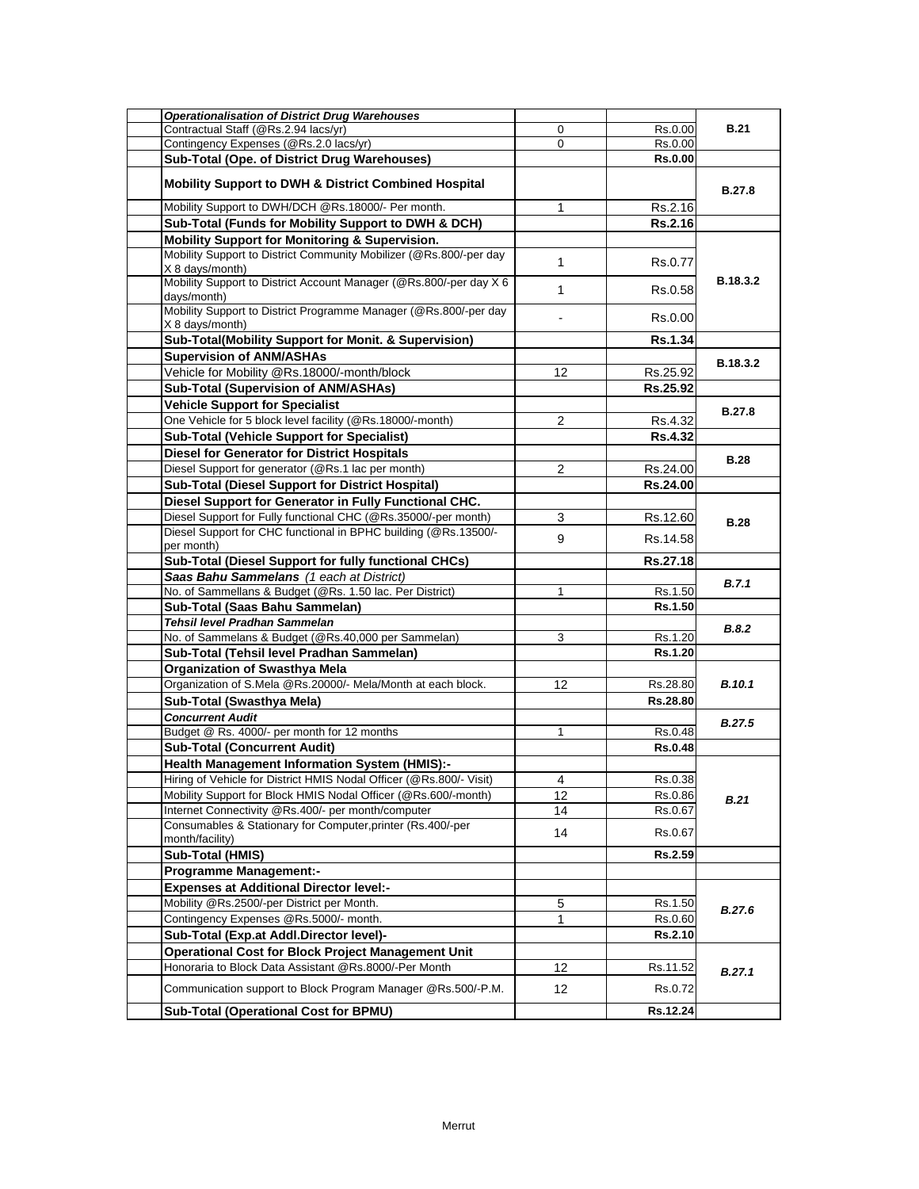| | | | |
|---|---|---|---|
| ***Operationalisation of District Drug Warehouses*** | | | |
| Contractual Staff (@Rs.2.94 lacs/yr) | 0 | Rs.0.00 | **B.21** |
| Contingency Expenses (@Rs.2.0 lacs/yr) | 0 | Rs.0.00 | |
| **Sub-Total (Ope. of District Drug Warehouses)** | | **Rs.0.00** | |
| **Mobility Support to DWH & District Combined Hospital** | | | **B.27.8** |
| Mobility Support to DWH/DCH @Rs.18000/- Per month. | 1 | Rs.2.16 | |
| **Sub-Total (Funds for Mobility Support to DWH & DCH)** | | **Rs.2.16** | |
| **Mobility Support for Monitoring & Supervision.** | | | **B.18.3.2** |
| Mobility Support to District Community Mobilizer (@Rs.800/-per day X 8 days/month) | 1 | Rs.0.77 | |
| Mobility Support to District Account Manager (@Rs.800/-per day X 6 days/month) | 1 | Rs.0.58 | |
| Mobility Support to District Programme Manager (@Rs.800/-per day X 8 days/month) | - | Rs.0.00 | |
| **Sub-Total(Mobility Support for Monit. & Supervision)** | | **Rs.1.34** | |
| **Supervision of ANM/ASHAs** | | | **B.18.3.2** |
| Vehicle for Mobility @Rs.18000/-month/block | 12 | Rs.25.92 | |
| **Sub-Total (Supervision of ANM/ASHAs)** | | **Rs.25.92** | |
| **Vehicle Support for Specialist** | | | **B.27.8** |
| One Vehicle for 5 block level facility (@Rs.18000/-month) | 2 | Rs.4.32 | |
| **Sub-Total (Vehicle Support for Specialist)** | | **Rs.4.32** | |
| **Diesel for Generator for District Hospitals** | | | **B.28** |
| Diesel Support for generator (@Rs.1 lac per month) | 2 | Rs.24.00 | |
| **Sub-Total (Diesel Support for District Hospital)** | | **Rs.24.00** | |
| **Diesel Support for Generator in Fully Functional CHC.** | | | **B.28** |
| Diesel Support for Fully functional CHC (@Rs.35000/-per month) | 3 | Rs.12.60 | |
| Diesel Support for CHC functional in BPHC building (@Rs.13500/-per month) | 9 | Rs.14.58 | |
| **Sub-Total (Diesel Support for fully functional CHCs)** | | **Rs.27.18** | |
| ***Saas Bahu Sammelans*** *(1 each at District)* | | | ***B.7.1*** |
| No. of Sammellans & Budget (@Rs. 1.50 lac. Per District) | 1 | Rs.1.50 | |
| **Sub-Total (Saas Bahu Sammelan)** | | **Rs.1.50** | |
| ***Tehsil level Pradhan Sammelan*** | | | ***B.8.2*** |
| No. of Sammelans & Budget (@Rs.40,000 per Sammelan) | 3 | Rs.1.20 | |
| **Sub-Total (Tehsil level Pradhan Sammelan)** | | **Rs.1.20** | |
| **Organization of Swasthya Mela** | | | ***B.10.1*** |
| Organization of S.Mela @Rs.20000/- Mela/Month at each block. | 12 | Rs.28.80 | |
| **Sub-Total (Swasthya Mela)** | | **Rs.28.80** | |
| ***Concurrent Audit*** | | | ***B.27.5*** |
| Budget @ Rs. 4000/- per month for 12 months | 1 | Rs.0.48 | |
| **Sub-Total (Concurrent Audit)** | | **Rs.0.48** | |
| **Health Management Information System (HMIS):-** | | | ***B.21*** |
| Hiring of Vehicle for District HMIS Nodal Officer (@Rs.800/- Visit) | 4 | Rs.0.38 | |
| Mobility Support for Block HMIS Nodal Officer (@Rs.600/-month) | 12 | Rs.0.86 | |
| Internet Connectivity @Rs.400/- per month/computer | 14 | Rs.0.67 | |
| Consumables & Stationary for Computer,printer (Rs.400/-per month/facility) | 14 | Rs.0.67 | |
| **Sub-Total (HMIS)** | | **Rs.2.59** | |
| **Programme Management:-** | | | |
| **Expenses at Additional Director level:-** | | | ***B.27.6*** |
| Mobility @Rs.2500/-per District per Month. | 5 | Rs.1.50 | |
| Contingency Expenses @Rs.5000/- month. | 1 | Rs.0.60 | |
| **Sub-Total (Exp.at Addl.Director level)-** | | **Rs.2.10** | |
| **Operational Cost for Block Project Management Unit** | | | ***B.27.1*** |
| Honoraria to Block Data Assistant @Rs.8000/-Per Month | 12 | Rs.11.52 | |
| Communication support to Block Program Manager @Rs.500/-P.M. | 12 | Rs.0.72 | |
| **Sub-Total (Operational Cost for BPMU)** | | **Rs.12.24** | |

Merrut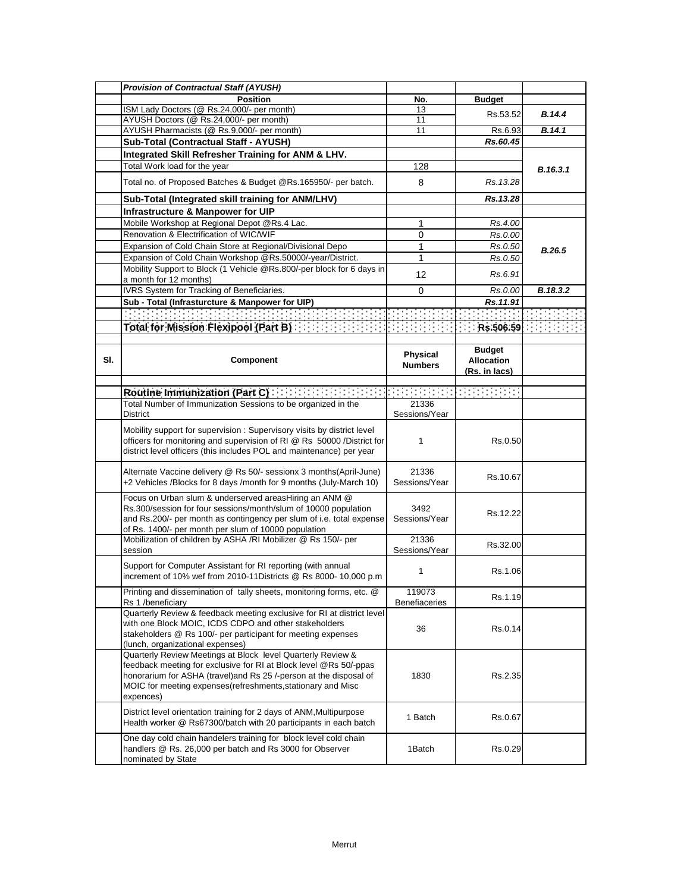| Sl. | Component | Physical Numbers | Budget Allocation (Rs. in lacs) | |
|---|---|---|---|---|
| | ***Provision of Contractual Staff (AYUSH)*** | | | |
| | **Position** | **No.** | **Budget** | |
| | ISM Lady Doctors (@ Rs.24,000/- per month) | 13 | Rs.53.52 | ***B.14.4*** |
| | AYUSH Doctors (@ Rs.24,000/- per month) | 11 | | |
| | AYUSH Pharmacists (@ Rs.9,000/- per month) | 11 | Rs.6.93 | ***B.14.1*** |
| | **Sub-Total (Contractual Staff - AYUSH)** | | ***Rs.60.45*** | |
| | **Integrated Skill Refresher Training for ANM & LHV.** | | | |
| | Total Work load for the year | 128 | | ***B.16.3.1*** |
| | Total no. of Proposed Batches & Budget @Rs.165950/- per batch. | 8 | *Rs.13.28* | |
| | **Sub-Total (Integrated skill training for ANM/LHV)** | | ***Rs.13.28*** | |
| | **Infrastructure & Manpower for UIP** | | | |
| | Mobile Workshop at Regional Depot @Rs.4 Lac. | 1 | *Rs.4.00* | ***B.26.5*** |
| | Renovation & Electrification of WIC/WIF | 0 | *Rs.0.00* | |
| | Expansion of Cold Chain Store at Regional/Divisional Depo | 1 | *Rs.0.50* | |
| | Expansion of Cold Chain Workshop @Rs.50000/-year/District. | 1 | *Rs.0.50* | |
| | Mobility Support to Block (1 Vehicle @Rs.800/-per block for 6 days in a month for 12 months) | 12 | *Rs.6.91* | |
| | IVRS System for Tracking of Beneficiaries. | 0 | *Rs.0.00* | ***B.18.3.2*** |
| | **Sub - Total (Infrasturcture & Manpower for UIP)** | | ***Rs.11.91*** | |
| | | | | |
| | **Total for Mission Flexipool (Part B)** | | **Rs.506.59** | |
| | | | | |
| **Sl.** | **Component** | **Physical Numbers** | **Budget Allocation (Rs. in lacs)** | |
| | **Routine Immunization (Part C)** | | | |
| | Total Number of Immunization Sessions to be organized in the District | 21336 Sessions/Year | | |
| | Mobility support for supervision : Supervisory visits by district level officers for monitoring and supervision of RI @ Rs 50000 /District for district level officers (this includes POL and maintenance) per year | 1 | Rs.0.50 | |
| | Alternate Vaccine delivery @ Rs 50/- sessionx 3 months(April-June) +2 Vehicles /Blocks for 8 days /month for 9 months (July-March 10) | 21336 Sessions/Year | Rs.10.67 | |
| | Focus on Urban slum & underserved areasHiring an ANM @ Rs.300/session for four sessions/month/slum of 10000 population and Rs.200/- per month as contingency per slum of i.e. total expense of Rs. 1400/- per month per slum of 10000 population | 3492 Sessions/Year | Rs.12.22 | |
| | Mobilization of children by ASHA /RI Mobilizer @ Rs 150/- per session | 21336 Sessions/Year | Rs.32.00 | |
| | Support for Computer Assistant for RI reporting (with annual increment of 10% wef from 2010-11Districts @ Rs 8000- 10,000 p.m | 1 | Rs.1.06 | |
| | Printing and dissemination of tally sheets, monitoring forms, etc. @ Rs 1 /beneficiary | 119073 Benefiaceries | Rs.1.19 | |
| | Quarterly Review & feedback meeting exclusive for RI at district level with one Block MOIC, ICDS CDPO and other stakeholders stakeholders @ Rs 100/- per participant for meeting expenses (lunch, organizational expenses) | 36 | Rs.0.14 | |
| | Quarterly Review Meetings at Block level Quarterly Review & feedback meeting for exclusive for RI at Block level @Rs 50/-ppas honorarium for ASHA (travel)and Rs 25 /-person at the disposal of MOIC for meeting expenses(refreshments,stationary and Misc expences) | 1830 | Rs.2.35 | |
| | District level orientation training for 2 days of ANM,Multipurpose Health worker @ Rs67300/batch with 20 participants in each batch | 1 Batch | Rs.0.67 | |
| | One day cold chain handelers training for block level cold chain handlers @ Rs. 26,000 per batch and Rs 3000 for Observer nominated by State | 1Batch | Rs.0.29 | |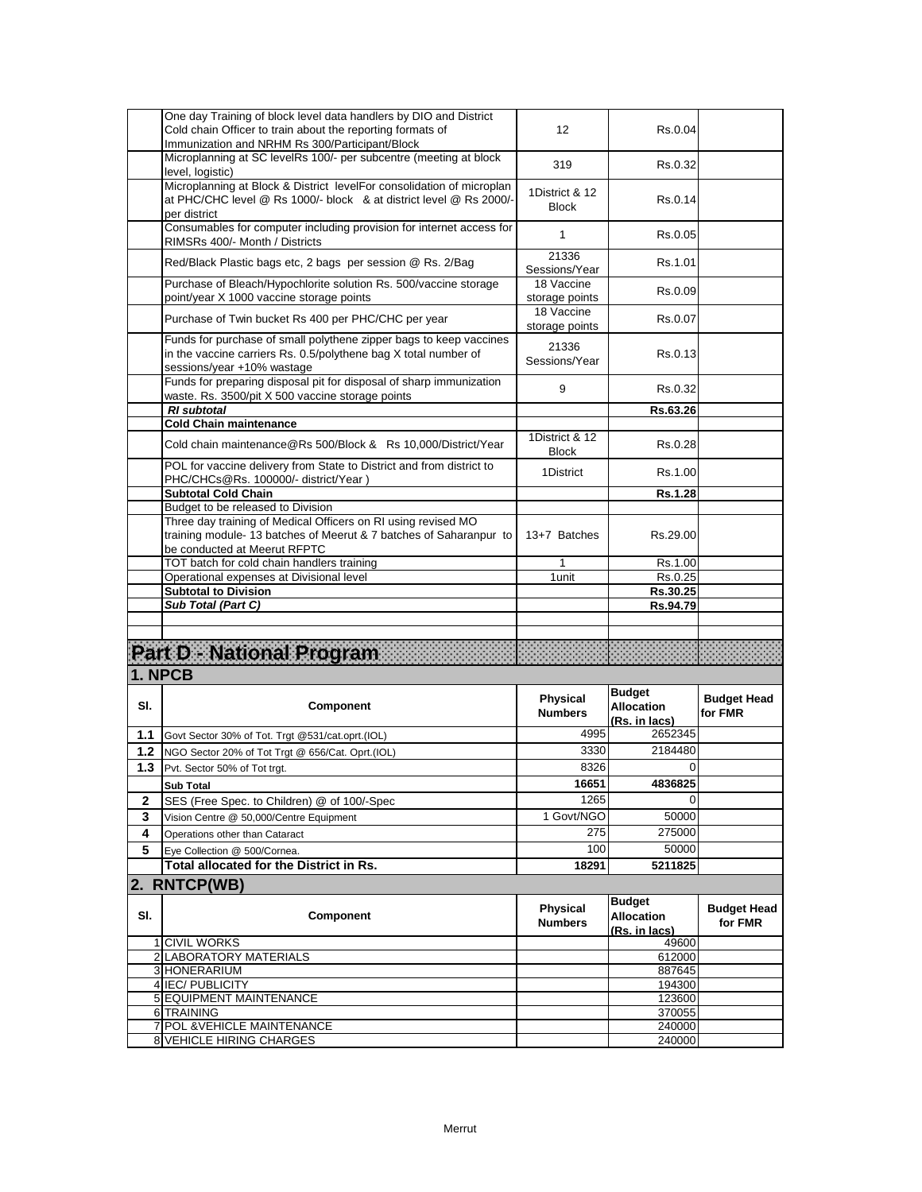| | | | | |
|---|---|---|---|---|
| | One day Training of block level data handlers by DIO and District Cold chain Officer to train about the reporting formats of Immunization and NRHM Rs 300/Participant/Block | 12 | Rs.0.04 | |
| | Microplanning at SC levelRs 100/- per subcentre (meeting at block level, logistic) | 319 | Rs.0.32 | |
| | Microplanning at Block & District levelFor consolidation of microplan at PHC/CHC level @ Rs 1000/- block & at district level @ Rs 2000/- per district | 1District & 12 Block | Rs.0.14 | |
| | Consumables for computer including provision for internet access for RIMSRs 400/- Month / Districts | 1 | Rs.0.05 | |
| | Red/Black Plastic bags etc, 2 bags per session @ Rs. 2/Bag | 21336 Sessions/Year | Rs.1.01 | |
| | Purchase of Bleach/Hypochlorite solution Rs. 500/vaccine storage point/year X 1000 vaccine storage points | 18 Vaccine storage points | Rs.0.09 | |
| | Purchase of Twin bucket Rs 400 per PHC/CHC per year | 18 Vaccine storage points | Rs.0.07 | |
| | Funds for purchase of small polythene zipper bags to keep vaccines in the vaccine carriers Rs. 0.5/polythene bag X total number of sessions/year +10% wastage | 21336 Sessions/Year | Rs.0.13 | |
| | Funds for preparing disposal pit for disposal of sharp immunization waste. Rs. 3500/pit X 500 vaccine storage points | 9 | Rs.0.32 | |
| | ***RI subtotal*** | | **Rs.63.26** | |
| | **Cold Chain maintenance** | | | |
| | Cold chain maintenance@Rs 500/Block & Rs 10,000/District/Year | 1District & 12 Block | Rs.0.28 | |
| | POL for vaccine delivery from State to District and from district to PHC/CHCs@Rs. 100000/- district/Year ) | 1District | Rs.1.00 | |
| | **Subtotal Cold Chain** | | **Rs.1.28** | |
| | Budget to be released to Division | | | |
| | Three day training of Medical Officers on RI using revised MO training module- 13 batches of Meerut & 7 batches of Saharanpur to be conducted at Meerut RFPTC | 13+7 Batches | Rs.29.00 | |
| | TOT batch for cold chain handlers training | 1 | Rs.1.00 | |
| | Operational expenses at Divisional level | 1unit | Rs.0.25 | |
| | **Subtotal to Division** | | **Rs.30.25** | |
| | ***Sub Total (Part C)*** | | **Rs.94.79** | |

# Part D - National Program

## 1. NPCB

| Sl. | Component | Physical Numbers | Budget Allocation (Rs. in lacs) | Budget Head for FMR |
|---|---|---|---|---|
| **1.1** | Govt Sector 30% of Tot. Trgt @531/cat.oprt.(IOL) | 4995 | 2652345 | |
| **1.2** | NGO Sector 20% of Tot Trgt @ 656/Cat. Oprt.(IOL) | 3330 | 2184480 | |
| **1.3** | Pvt. Sector 50% of Tot trgt. | 8326 | 0 | |
| | **Sub Total** | **16651** | **4836825** | |
| **2** | SES (Free Spec. to Children) @ of 100/-Spec | 1265 | 0 | |
| **3** | Vision Centre @ 50,000/Centre Equipment | 1 Govt/NGO | 50000 | |
| **4** | Operations other than Cataract | 275 | 275000 | |
| **5** | Eye Collection @ 500/Cornea. | 100 | 50000 | |
| | **Total allocated for the District in Rs.** | **18291** | **5211825** | |

## 2. RNTCP(WB)

| Sl. | Component | Physical Numbers | Budget Allocation (Rs. in lacs) | Budget Head for FMR |
|---|---|---|---|---|
| 1 | CIVIL WORKS | | 49600 | |
| 2 | LABORATORY MATERIALS | | 612000 | |
| 3 | HONERARIUM | | 887645 | |
| 4 | IEC/ PUBLICITY | | 194300 | |
| 5 | EQUIPMENT MAINTENANCE | | 123600 | |
| 6 | TRAINING | | 370055 | |
| 7 | POL &VEHICLE MAINTENANCE | | 240000 | |
| 8 | VEHICLE HIRING CHARGES | | 240000 | |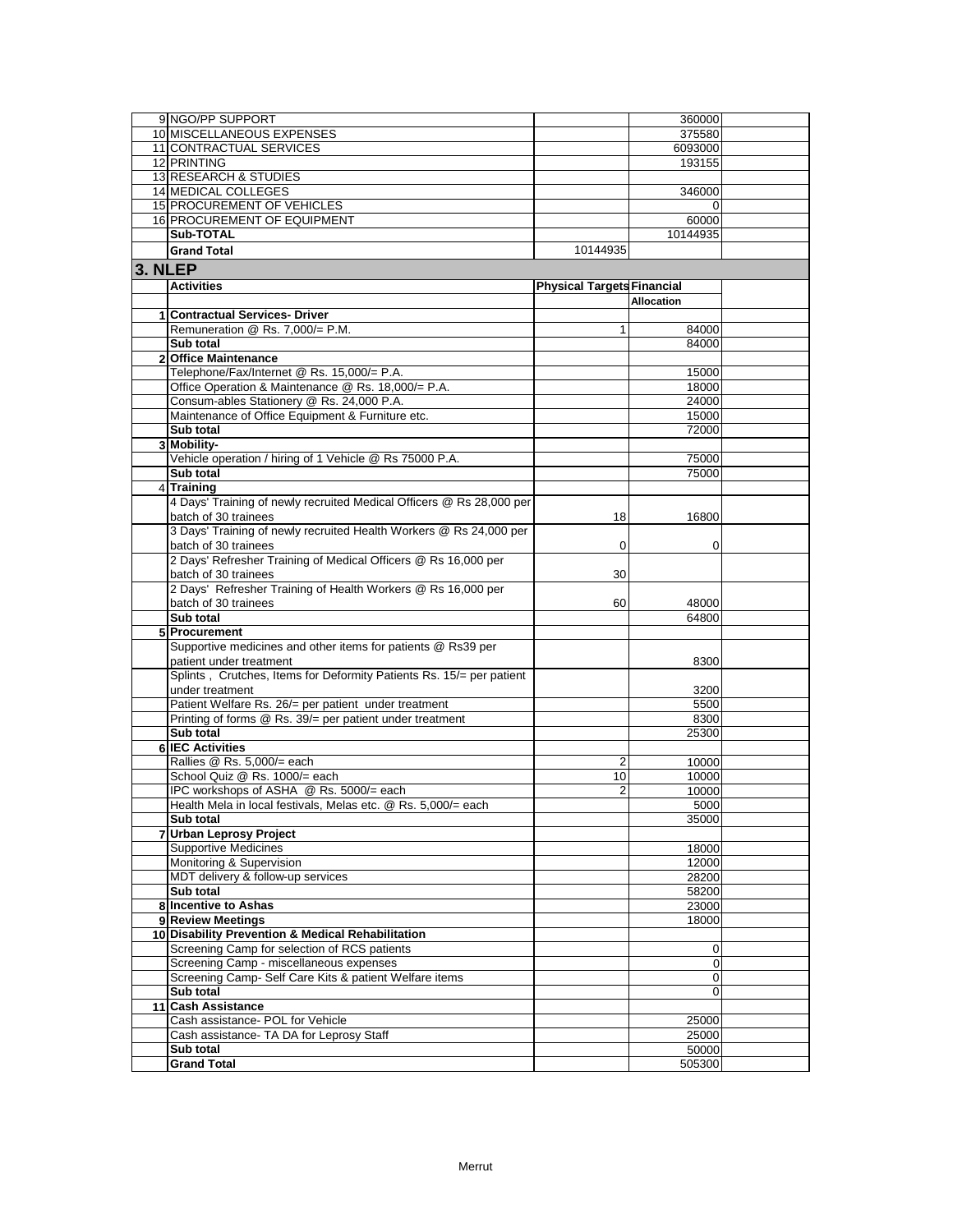| | | | | |
|---|---|---|---|---|
| 9 | NGO/PP SUPPORT | | 360000 | |
| 10 | MISCELLANEOUS EXPENSES | | 375580 | |
| 11 | CONTRACTUAL SERVICES | | 6093000 | |
| 12 | PRINTING | | 193155 | |
| 13 | RESEARCH & STUDIES | | | |
| 14 | MEDICAL COLLEGES | | 346000 | |
| 15 | PROCUREMENT OF VEHICLES | | 0 | |
| 16 | PROCUREMENT OF EQUIPMENT | | 60000 | |
| | **Sub-TOTAL** | | 10144935 | |
| | **Grand Total** | 10144935 | | |

## 3. NLEP

| | Activities | Physical Targets | Financial Allocation | |
|---|---|---|---|---|
| 1 | **Contractual Services- Driver** | | | |
| | Remuneration @ Rs. 7,000/= P.M. | 1 | 84000 | |
| | **Sub total** | | 84000 | |
| 2 | **Office Maintenance** | | | |
| | Telephone/Fax/Internet @ Rs. 15,000/= P.A. | | 15000 | |
| | Office Operation & Maintenance @ Rs. 18,000/= P.A. | | 18000 | |
| | Consum-ables Stationery @ Rs. 24,000 P.A. | | 24000 | |
| | Maintenance of Office Equipment & Furniture etc. | | 15000 | |
| | **Sub total** | | 72000 | |
| 3 | **Mobility-** | | | |
| | Vehicle operation / hiring of 1 Vehicle @ Rs 75000 P.A. | | 75000 | |
| | **Sub total** | | 75000 | |
| 4 | **Training** | | | |
| | 4 Days' Training of newly recruited Medical Officers @ Rs 28,000 per batch of 30 trainees | 18 | 16800 | |
| | 3 Days' Training of newly recruited Health Workers @ Rs 24,000 per batch of 30 trainees | 0 | 0 | |
| | 2 Days' Refresher Training of Medical Officers @ Rs 16,000 per batch of 30 trainees | 30 | | |
| | 2 Days' Refresher Training of Health Workers @ Rs 16,000 per batch of 30 trainees | 60 | 48000 | |
| | **Sub total** | | 64800 | |
| 5 | **Procurement** | | | |
| | Supportive medicines and other items for patients @ Rs39 per patient under treatment | | 8300 | |
| | Splints , Crutches, Items for Deformity Patients Rs. 15/= per patient under treatment | | 3200 | |
| | Patient Welfare Rs. 26/= per patient under treatment | | 5500 | |
| | Printing of forms @ Rs. 39/= per patient under treatment | | 8300 | |
| | **Sub total** | | 25300 | |
| 6 | **IEC Activities** | | | |
| | Rallies @ Rs. 5,000/= each | 2 | 10000 | |
| | School Quiz @ Rs. 1000/= each | 10 | 10000 | |
| | IPC workshops of ASHA @ Rs. 5000/= each | 2 | 10000 | |
| | Health Mela in local festivals, Melas etc. @ Rs. 5,000/= each | | 5000 | |
| | **Sub total** | | 35000 | |
| 7 | **Urban Leprosy Project** | | | |
| | Supportive Medicines | | 18000 | |
| | Monitoring & Supervision | | 12000 | |
| | MDT delivery & follow-up services | | 28200 | |
| | **Sub total** | | 58200 | |
| 8 | **Incentive to Ashas** | | 23000 | |
| 9 | **Review Meetings** | | 18000 | |
| 10 | **Disability Prevention & Medical Rehabilitation** | | | |
| | Screening Camp for selection of RCS patients | | 0 | |
| | Screening Camp - miscellaneous expenses | | 0 | |
| | Screening Camp- Self Care Kits & patient Welfare items | | 0 | |
| | **Sub total** | | 0 | |
| 11 | **Cash Assistance** | | | |
| | Cash assistance- POL for Vehicle | | 25000 | |
| | Cash assistance- TA DA for Leprosy Staff | | 25000 | |
| | **Sub total** | | 50000 | |
| | **Grand Total** | | 505300 | |

Merrut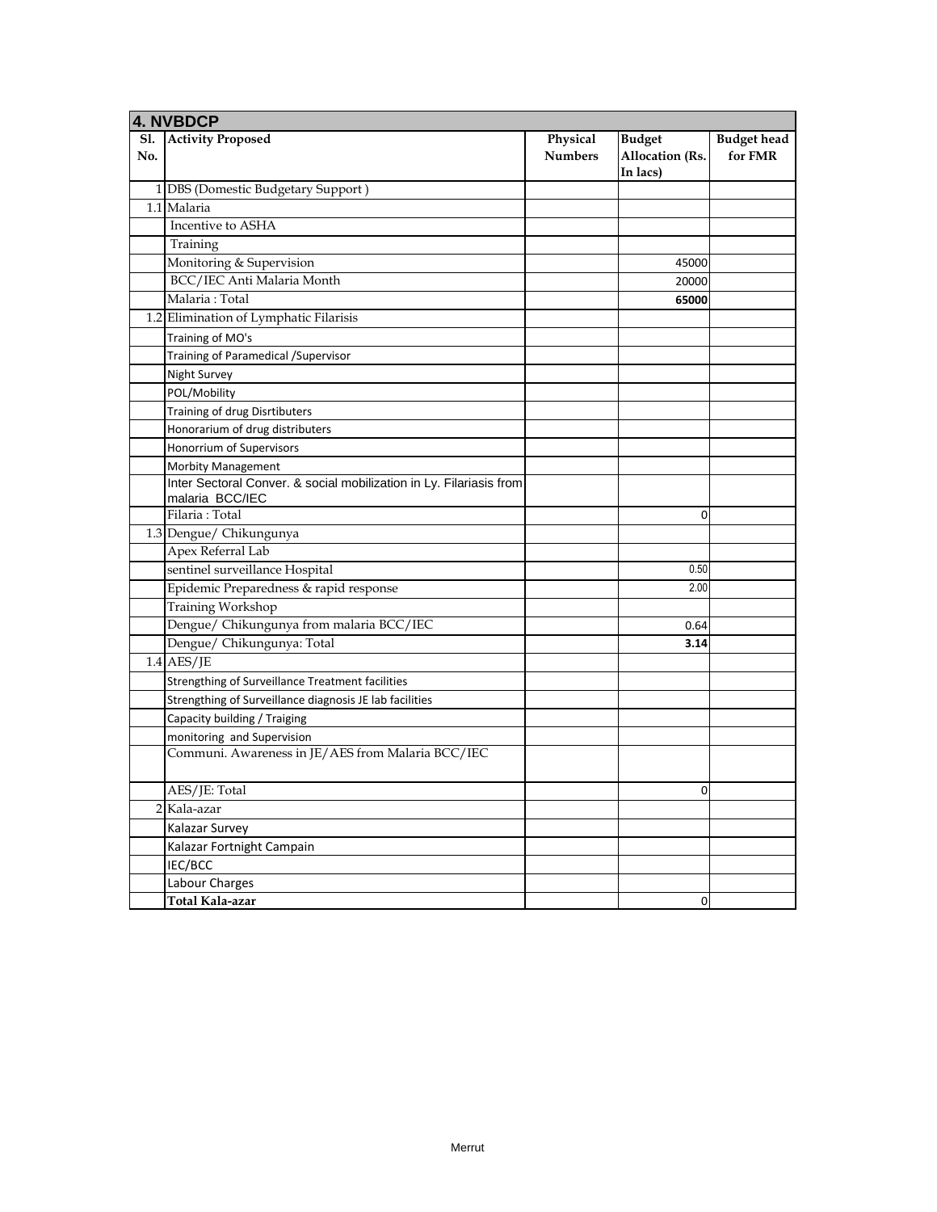| 4. NVBDCP | | | | |
|---|---|---|---|---|
| Sl. No. | Activity Proposed | Physical Numbers | Budget Allocation (Rs. In lacs) | Budget head for FMR |
| 1 | DBS (Domestic Budgetary Support ) | | | |
| 1.1 | Malaria | | | |
| | Incentive to ASHA | | | |
| | Training | | | |
| | Monitoring & Supervision | | 45000 | |
| | BCC/IEC Anti Malaria Month | | 20000 | |
| | Malaria : Total | | **65000** | |
| 1.2 | Elimination of Lymphatic Filarisis | | | |
| | Training of MO's | | | |
| | Training of Paramedical /Supervisor | | | |
| | Night Survey | | | |
| | POL/Mobility | | | |
| | Training of drug Disrtibuters | | | |
| | Honorarium of drug distributers | | | |
| | Honorrium of Supervisors | | | |
| | Morbity Management | | | |
| | Inter Sectoral Conver. & social mobilization in Ly. Filariasis from malaria BCC/IEC | | | |
| | Filaria : Total | | 0 | |
| 1.3 | Dengue/ Chikungunya | | | |
| | Apex Referral Lab | | | |
| | sentinel surveillance Hospital | | 0.50 | |
| | Epidemic Preparedness & rapid response | | 2.00 | |
| | Training Workshop | | | |
| | Dengue/ Chikungunya from malaria BCC/IEC | | 0.64 | |
| | Dengue/ Chikungunya: Total | | **3.14** | |
| 1.4 | AES/JE | | | |
| | Strengthing of Surveillance Treatment facilities | | | |
| | Strengthing of Surveillance diagnosis JE lab facilities | | | |
| | Capacity building / Traiging | | | |
| | monitoring and Supervision | | | |
| | Communi. Awareness in JE/AES from Malaria BCC/IEC | | | |
| | AES/JE: Total | | 0 | |
| 2 | Kala-azar | | | |
| | Kalazar Survey | | | |
| | Kalazar Fortnight Campain | | | |
| | IEC/BCC | | | |
| | Labour Charges | | | |
| | **Total Kala-azar** | | 0 | |

Merrut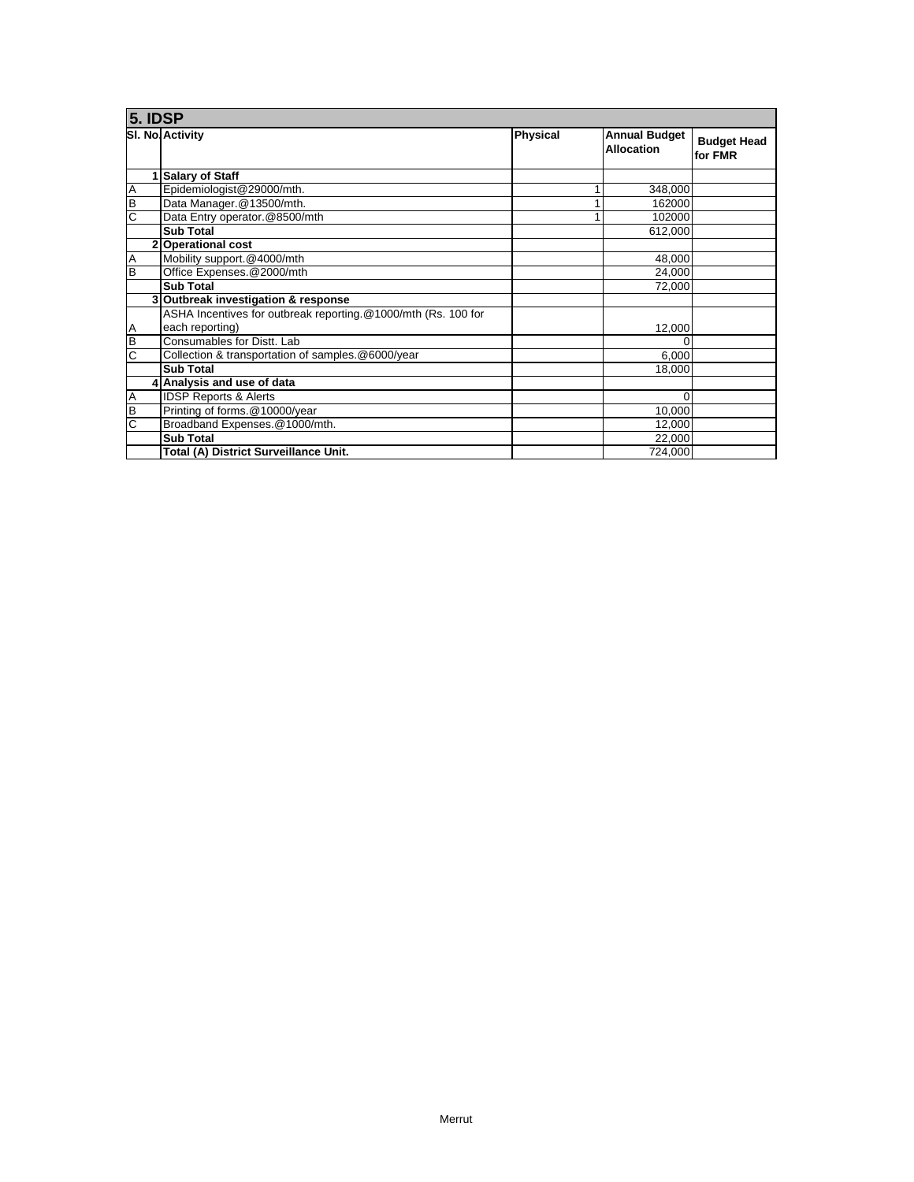## 5. IDSP

| Sl. No. | Activity | Physical | Annual Budget Allocation | Budget Head for FMR |
|---|---|---|---|---|
| 1 | **Salary of Staff** | | | |
| A | Epidemiologist@29000/mth. | 1 | 348,000 | |
| B | Data Manager.@13500/mth. | 1 | 162000 | |
| C | Data Entry operator.@8500/mth | 1 | 102000 | |
| | **Sub Total** | | 612,000 | |
| 2 | **Operational cost** | | | |
| A | Mobility support.@4000/mth | | 48,000 | |
| B | Office Expenses.@2000/mth | | 24,000 | |
| | **Sub Total** | | 72,000 | |
| 3 | **Outbreak investigation & response** | | | |
| A | ASHA Incentives for outbreak reporting.@1000/mth (Rs. 100 for each reporting) | | 12,000 | |
| B | Consumables for Distt. Lab | | 0 | |
| C | Collection & transportation of samples.@6000/year | | 6,000 | |
| | **Sub Total** | | 18,000 | |
| 4 | **Analysis and use of data** | | | |
| A | IDSP Reports & Alerts | | 0 | |
| B | Printing of forms.@10000/year | | 10,000 | |
| C | Broadband Expenses.@1000/mth. | | 12,000 | |
| | **Sub Total** | | 22,000 | |
| | **Total (A) District Surveillance Unit.** | | 724,000 | |